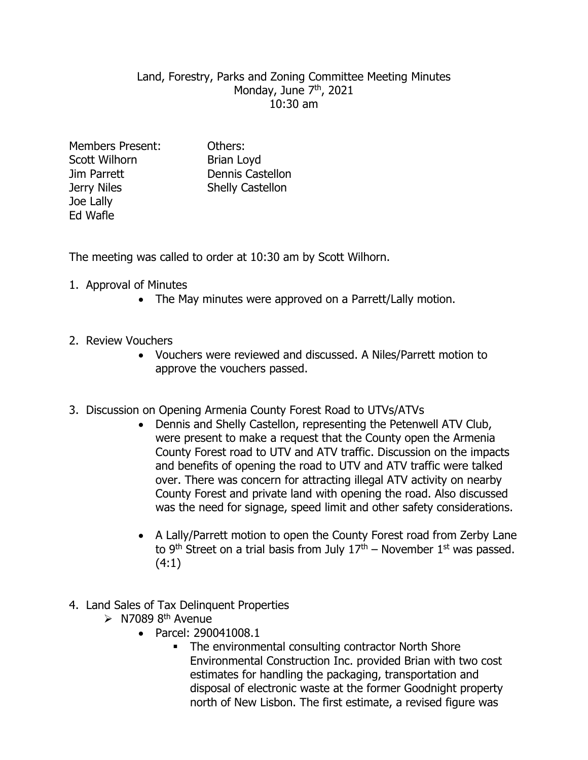Land, Forestry, Parks and Zoning Committee Meeting Minutes
Monday, June 7th, 2021
10:30 am

| Members Present: | Others: |
|---|---|
| Scott Wilhorn | Brian Loyd |
| Jim Parrett | Dennis Castellon |
| Jerry Niles | Shelly Castellon |
| Joe Lally | |
| Ed Wafle | |

The meeting was called to order at 10:30 am by Scott Wilhorn.

1. Approval of Minutes
   - The May minutes were approved on a Parrett/Lally motion.

2. Review Vouchers
   - Vouchers were reviewed and discussed. A Niles/Parrett motion to approve the vouchers passed.

3. Discussion on Opening Armenia County Forest Road to UTVs/ATVs
   - Dennis and Shelly Castellon, representing the Petenwell ATV Club, were present to make a request that the County open the Armenia County Forest road to UTV and ATV traffic. Discussion on the impacts and benefits of opening the road to UTV and ATV traffic were talked over. There was concern for attracting illegal ATV activity on nearby County Forest and private land with opening the road. Also discussed was the need for signage, speed limit and other safety considerations.
   - A Lally/Parrett motion to open the County Forest road from Zerby Lane to 9th Street on a trial basis from July 17th – November 1st was passed. (4:1)

4. Land Sales of Tax Delinquent Properties
   - N7089 8th Avenue
     - Parcel: 290041008.1
       - The environmental consulting contractor North Shore Environmental Construction Inc. provided Brian with two cost estimates for handling the packaging, transportation and disposal of electronic waste at the former Goodnight property north of New Lisbon. The first estimate, a revised figure was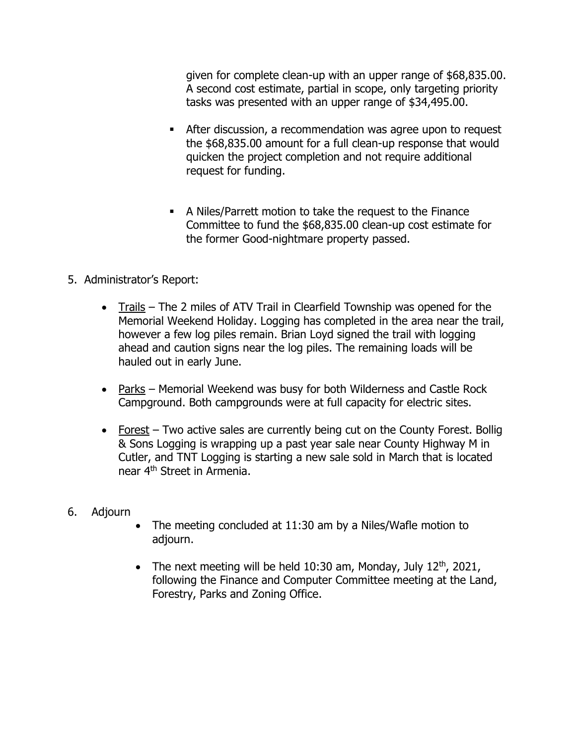given for complete clean-up with an upper range of $68,835.00. A second cost estimate, partial in scope, only targeting priority tasks was presented with an upper range of $34,495.00.

- After discussion, a recommendation was agree upon to request the $68,835.00 amount for a full clean-up response that would quicken the project completion and not require additional request for funding.

- A Niles/Parrett motion to take the request to the Finance Committee to fund the $68,835.00 clean-up cost estimate for the former Good-nightmare property passed.

5. Administrator's Report:

   - Trails – The 2 miles of ATV Trail in Clearfield Township was opened for the Memorial Weekend Holiday. Logging has completed in the area near the trail, however a few log piles remain. Brian Loyd signed the trail with logging ahead and caution signs near the log piles. The remaining loads will be hauled out in early June.

   - Parks – Memorial Weekend was busy for both Wilderness and Castle Rock Campground. Both campgrounds were at full capacity for electric sites.

   - Forest – Two active sales are currently being cut on the County Forest. Bollig & Sons Logging is wrapping up a past year sale near County Highway M in Cutler, and TNT Logging is starting a new sale sold in March that is located near 4th Street in Armenia.

6. Adjourn

   - The meeting concluded at 11:30 am by a Niles/Wafle motion to adjourn.

   - The next meeting will be held 10:30 am, Monday, July 12th, 2021, following the Finance and Computer Committee meeting at the Land, Forestry, Parks and Zoning Office.